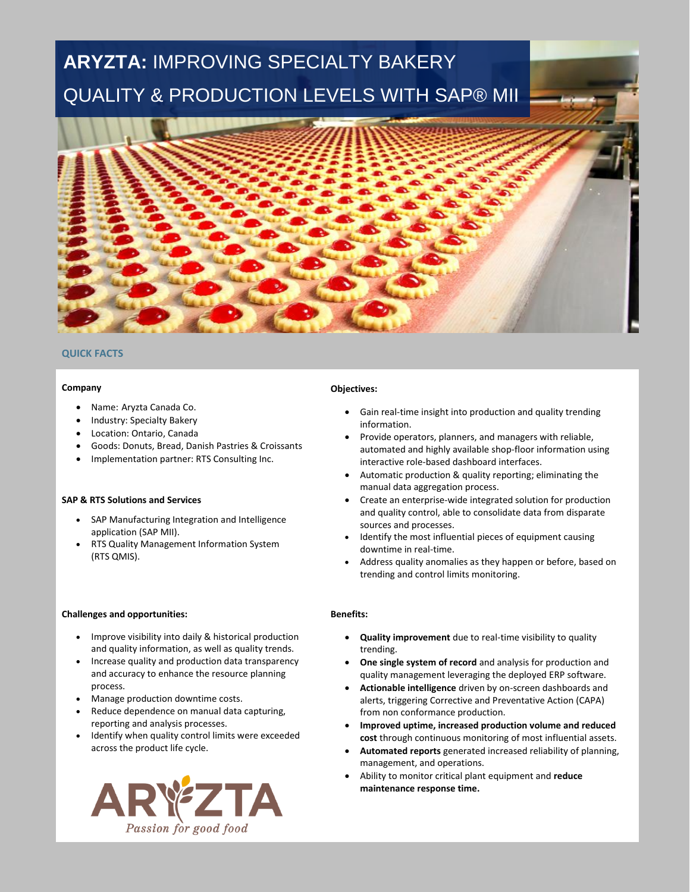# **ARYZTA:** IMPROVING SPECIALTY BAKERY QUALITY & PRODUCTION LEVELS WITH SAP® MII

## QUICK FACTS

**Company**

- Name: Aryzta Canada Co.
- Industry: Specialty Bakery
- Location: Ontario, Canada
- Goods: Donuts, Bread, Danish Pastries & Croissants
- Implementation partner: RTS Consulting Inc.

**SAP & RTS Solutions and Services**

- SAP Manufacturing Integration and Intelligence application (SAP MII).
- RTS Quality Management Information System (RTS QMIS).

**Challenges and opportunities:**

- Improve visibility into daily & historical production and quality information, as well as quality trends.
- Increase quality and production data transparency and accuracy to enhance the resource planning process.
- Manage production downtime costs.
- Reduce dependence on manual data capturing, reporting and analysis processes.
- Identify when quality control limits were exceeded across the product life cycle.

**Objectives:**

- Gain real-time insight into production and quality trending information.
- Provide operators, planners, and managers with reliable, automated and highly available shop-floor information using interactive role-based dashboard interfaces.
- Automatic production & quality reporting; eliminating the manual data aggregation process.
- Create an enterprise-wide integrated solution for production and quality control, able to consolidate data from disparate sources and processes.
- Identify the most influential pieces of equipment causing downtime in real-time.
- Address quality anomalies as they happen or before, based on trending and control limits monitoring.

**Benefits:**

- **Quality improvement** due to real-time visibility to quality trending.
- **One single system of record** and analysis for production and quality management leveraging the deployed ERP software.
- **Actionable intelligence** driven by on-screen dashboards and alerts, triggering Corrective and Preventative Action (CAPA) from non conformance production.
- **Improved uptime, increased production volume and reduced cost** through continuous monitoring of most influential assets.
- **Automated reports** generated increased reliability of planning, management, and operations.
- Ability to monitor critical plant equipment and **reduce maintenance response time.**

ARYZTA
*Passion for good food*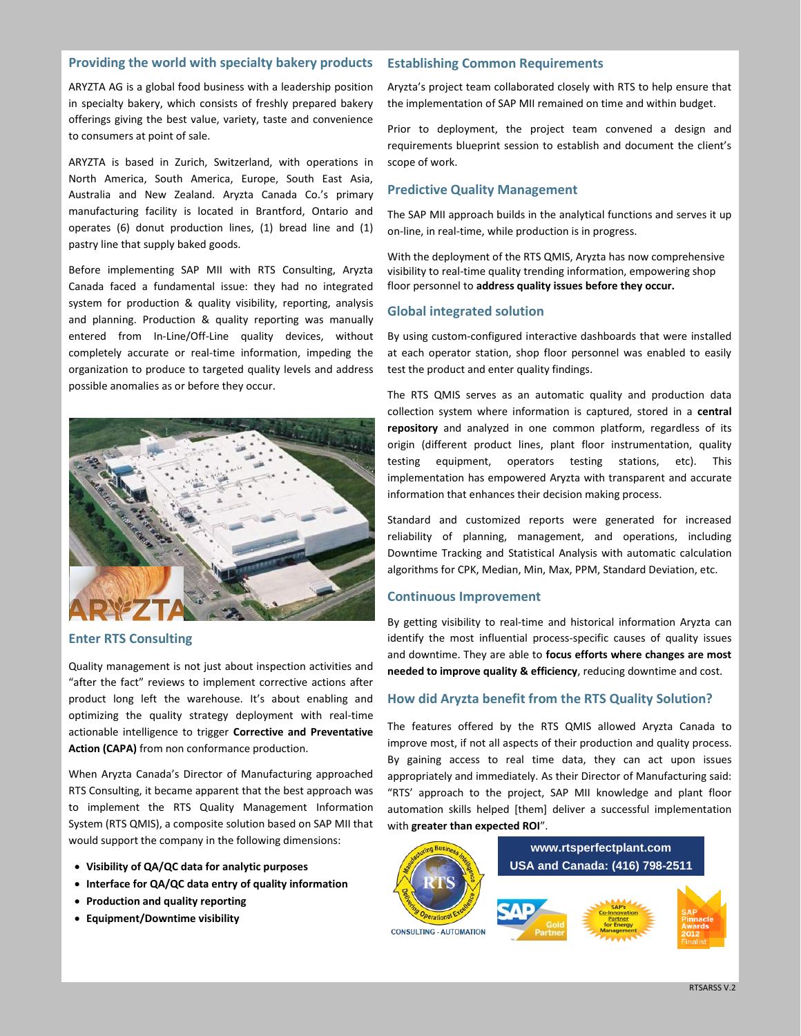## Providing the world with specialty bakery products

ARYZTA AG is a global food business with a leadership position in specialty bakery, which consists of freshly prepared bakery offerings giving the best value, variety, taste and convenience to consumers at point of sale.

ARYZTA is based in Zurich, Switzerland, with operations in North America, South America, Europe, South East Asia, Australia and New Zealand. Aryzta Canada Co.'s primary manufacturing facility is located in Brantford, Ontario and operates (6) donut production lines, (1) bread line and (1) pastry line that supply baked goods.

Before implementing SAP MII with RTS Consulting, Aryzta Canada faced a fundamental issue: they had no integrated system for production & quality visibility, reporting, analysis and planning. Production & quality reporting was manually entered from In-Line/Off-Line quality devices, without completely accurate or real-time information, impeding the organization to produce to targeted quality levels and address possible anomalies as or before they occur.

## Enter RTS Consulting

Quality management is not just about inspection activities and "after the fact" reviews to implement corrective actions after product long left the warehouse. It's about enabling and optimizing the quality strategy deployment with real-time actionable intelligence to trigger **Corrective and Preventative Action (CAPA)** from non conformance production.

When Aryzta Canada's Director of Manufacturing approached RTS Consulting, it became apparent that the best approach was to implement the RTS Quality Management Information System (RTS QMIS), a composite solution based on SAP MII that would support the company in the following dimensions:

- **Visibility of QA/QC data for analytic purposes**
- **Interface for QA/QC data entry of quality information**
- **Production and quality reporting**
- **Equipment/Downtime visibility**

## Establishing Common Requirements

Aryzta's project team collaborated closely with RTS to help ensure that the implementation of SAP MII remained on time and within budget.

Prior to deployment, the project team convened a design and requirements blueprint session to establish and document the client's scope of work.

## Predictive Quality Management

The SAP MII approach builds in the analytical functions and serves it up on-line, in real-time, while production is in progress.

With the deployment of the RTS QMIS, Aryzta has now comprehensive visibility to real-time quality trending information, empowering shop floor personnel to **address quality issues before they occur.**

## Global integrated solution

By using custom-configured interactive dashboards that were installed at each operator station, shop floor personnel was enabled to easily test the product and enter quality findings.

The RTS QMIS serves as an automatic quality and production data collection system where information is captured, stored in a **central repository** and analyzed in one common platform, regardless of its origin (different product lines, plant floor instrumentation, quality testing equipment, operators testing stations, etc). This implementation has empowered Aryzta with transparent and accurate information that enhances their decision making process.

Standard and customized reports were generated for increased reliability of planning, management, and operations, including Downtime Tracking and Statistical Analysis with automatic calculation algorithms for CPK, Median, Min, Max, PPM, Standard Deviation, etc.

## Continuous Improvement

By getting visibility to real-time and historical information Aryzta can identify the most influential process-specific causes of quality issues and downtime. They are able to **focus efforts where changes are most needed to improve quality & efficiency**, reducing downtime and cost.

## How did Aryzta benefit from the RTS Quality Solution?

The features offered by the RTS QMIS allowed Aryzta Canada to improve most, if not all aspects of their production and quality process. By gaining access to real time data, they can act upon issues appropriately and immediately. As their Director of Manufacturing said: "RTS' approach to the project, SAP MII knowledge and plant floor automation skills helped [them] deliver a successful implementation with **greater than expected ROI**".

**www.rtsperfectplant.com**
**USA and Canada: (416) 798-2511**

RTSARSS V.2